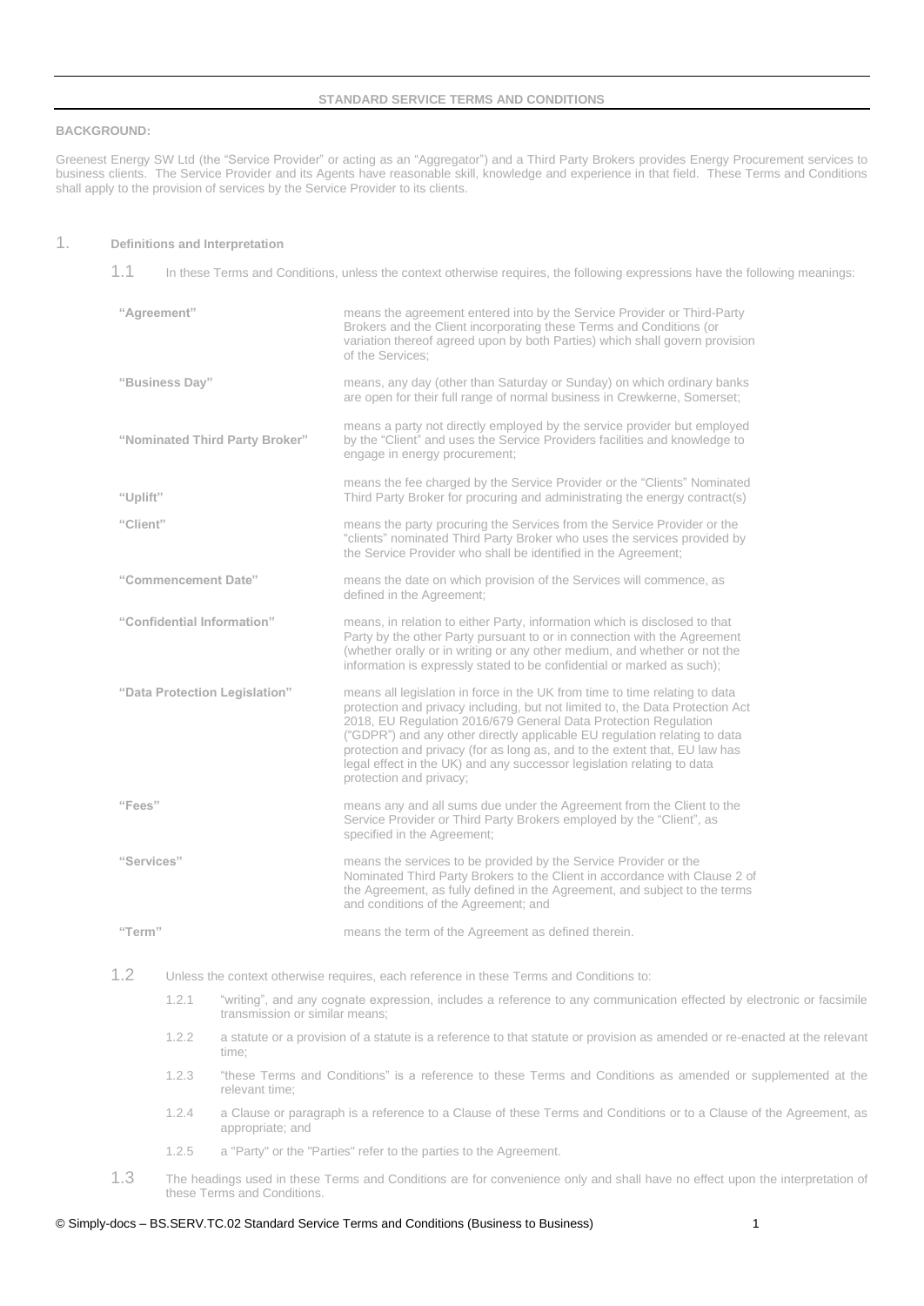**STANDARD SERVICE TERMS AND CONDITIONS**

**BACKGROUND:**

Greenest Energy SW Ltd (the "Service Provider" or acting as an "Aggregator") and a Third Party Brokers provides Energy Procurement services to business clients. The Service Provider and its Agents have reasonable skill, knowledge and experience in that field. These Terms and Conditions shall apply to the provision of services by the Service Provider to its clients.

## 1. Definitions and Interpretation

1.1 In these Terms and Conditions, unless the context otherwise requires, the following expressions have the following meanings:

| | |
|---|---|
| **"Agreement"** | means the agreement entered into by the Service Provider or Third-Party Brokers and the Client incorporating these Terms and Conditions (or variation thereof agreed upon by both Parties) which shall govern provision of the Services; |
| **"Business Day"** | means, any day (other than Saturday or Sunday) on which ordinary banks are open for their full range of normal business in Crewkerne, Somerset; |
| **"Nominated Third Party Broker"** | means a party not directly employed by the service provider but employed by the "Client" and uses the Service Providers facilities and knowledge to engage in energy procurement; |
| **"Uplift"** | means the fee charged by the Service Provider or the "Clients" Nominated Third Party Broker for procuring and administrating the energy contract(s) |
| **"Client"** | means the party procuring the Services from the Service Provider or the "clients" nominated Third Party Broker who uses the services provided by the Service Provider who shall be identified in the Agreement; |
| **"Commencement Date"** | means the date on which provision of the Services will commence, as defined in the Agreement; |
| **"Confidential Information"** | means, in relation to either Party, information which is disclosed to that Party by the other Party pursuant to or in connection with the Agreement (whether orally or in writing or any other medium, and whether or not the information is expressly stated to be confidential or marked as such); |
| **"Data Protection Legislation"** | means all legislation in force in the UK from time to time relating to data protection and privacy including, but not limited to, the Data Protection Act 2018, EU Regulation 2016/679 General Data Protection Regulation ("GDPR") and any other directly applicable EU regulation relating to data protection and privacy (for as long as, and to the extent that, EU law has legal effect in the UK) and any successor legislation relating to data protection and privacy; |
| **"Fees"** | means any and all sums due under the Agreement from the Client to the Service Provider or Third Party Brokers employed by the "Client", as specified in the Agreement; |
| **"Services"** | means the services to be provided by the Service Provider or the Nominated Third Party Brokers to the Client in accordance with Clause 2 of the Agreement, as fully defined in the Agreement, and subject to the terms and conditions of the Agreement; and |
| **"Term"** | means the term of the Agreement as defined therein. |

1.2 Unless the context otherwise requires, each reference in these Terms and Conditions to:

1.2.1 "writing", and any cognate expression, includes a reference to any communication effected by electronic or facsimile transmission or similar means;

1.2.2 a statute or a provision of a statute is a reference to that statute or provision as amended or re-enacted at the relevant time;

1.2.3 "these Terms and Conditions" is a reference to these Terms and Conditions as amended or supplemented at the relevant time;

1.2.4 a Clause or paragraph is a reference to a Clause of these Terms and Conditions or to a Clause of the Agreement, as appropriate; and

1.2.5 a "Party" or the "Parties" refer to the parties to the Agreement.

1.3 The headings used in these Terms and Conditions are for convenience only and shall have no effect upon the interpretation of these Terms and Conditions.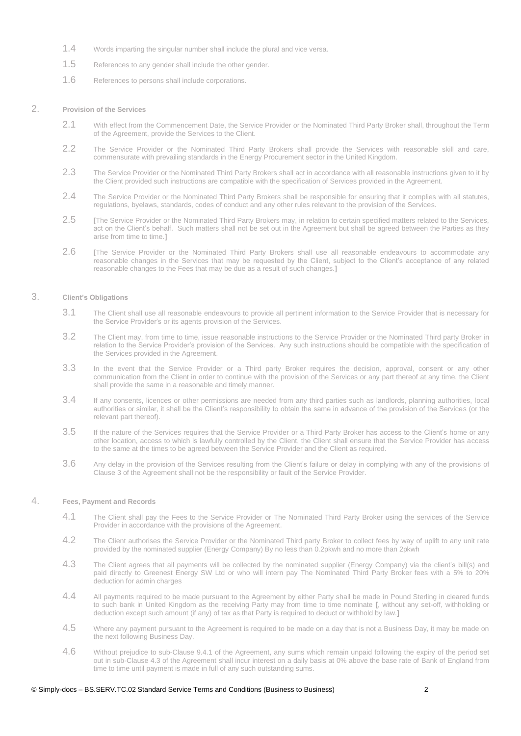1.4 Words imparting the singular number shall include the plural and vice versa.

1.5 References to any gender shall include the other gender.

1.6 References to persons shall include corporations.

## 2. Provision of the Services

2.1 With effect from the Commencement Date, the Service Provider or the Nominated Third Party Broker shall, throughout the Term of the Agreement, provide the Services to the Client.

2.2 The Service Provider or the Nominated Third Party Brokers shall provide the Services with reasonable skill and care, commensurate with prevailing standards in the Energy Procurement sector in the United Kingdom.

2.3 The Service Provider or the Nominated Third Party Brokers shall act in accordance with all reasonable instructions given to it by the Client provided such instructions are compatible with the specification of Services provided in the Agreement.

2.4 The Service Provider or the Nominated Third Party Brokers shall be responsible for ensuring that it complies with all statutes, regulations, byelaws, standards, codes of conduct and any other rules relevant to the provision of the Services.

2.5 [The Service Provider or the Nominated Third Party Brokers may, in relation to certain specified matters related to the Services, act on the Client's behalf. Such matters shall not be set out in the Agreement but shall be agreed between the Parties as they arise from time to time.]

2.6 [The Service Provider or the Nominated Third Party Brokers shall use all reasonable endeavours to accommodate any reasonable changes in the Services that may be requested by the Client, subject to the Client's acceptance of any related reasonable changes to the Fees that may be due as a result of such changes.]

## 3. Client's Obligations

3.1 The Client shall use all reasonable endeavours to provide all pertinent information to the Service Provider that is necessary for the Service Provider's or its agents provision of the Services.

3.2 The Client may, from time to time, issue reasonable instructions to the Service Provider or the Nominated Third party Broker in relation to the Service Provider's provision of the Services. Any such instructions should be compatible with the specification of the Services provided in the Agreement.

3.3 In the event that the Service Provider or a Third party Broker requires the decision, approval, consent or any other communication from the Client in order to continue with the provision of the Services or any part thereof at any time, the Client shall provide the same in a reasonable and timely manner.

3.4 If any consents, licences or other permissions are needed from any third parties such as landlords, planning authorities, local authorities or similar, it shall be the Client's responsibility to obtain the same in advance of the provision of the Services (or the relevant part thereof).

3.5 If the nature of the Services requires that the Service Provider or a Third Party Broker has access to the Client's home or any other location, access to which is lawfully controlled by the Client, the Client shall ensure that the Service Provider has access to the same at the times to be agreed between the Service Provider and the Client as required.

3.6 Any delay in the provision of the Services resulting from the Client's failure or delay in complying with any of the provisions of Clause 3 of the Agreement shall not be the responsibility or fault of the Service Provider.

## 4. Fees, Payment and Records

4.1 The Client shall pay the Fees to the Service Provider or The Nominated Third Party Broker using the services of the Service Provider in accordance with the provisions of the Agreement.

4.2 The Client authorises the Service Provider or the Nominated Third party Broker to collect fees by way of uplift to any unit rate provided by the nominated supplier (Energy Company) By no less than 0.2pkwh and no more than 2pkwh

4.3 The Client agrees that all payments will be collected by the nominated supplier (Energy Company) via the client's bill(s) and paid directly to Greenest Energy SW Ltd or who will intern pay The Nominated Third Party Broker fees with a 5% to 20% deduction for admin charges

4.4 All payments required to be made pursuant to the Agreement by either Party shall be made in Pound Sterling in cleared funds to such bank in United Kingdom as the receiving Party may from time to time nominate [, without any set-off, withholding or deduction except such amount (if any) of tax as that Party is required to deduct or withhold by law.]

4.5 Where any payment pursuant to the Agreement is required to be made on a day that is not a Business Day, it may be made on the next following Business Day.

4.6 Without prejudice to sub-Clause 9.4.1 of the Agreement, any sums which remain unpaid following the expiry of the period set out in sub-Clause 4.3 of the Agreement shall incur interest on a daily basis at 0% above the base rate of Bank of England from time to time until payment is made in full of any such outstanding sums.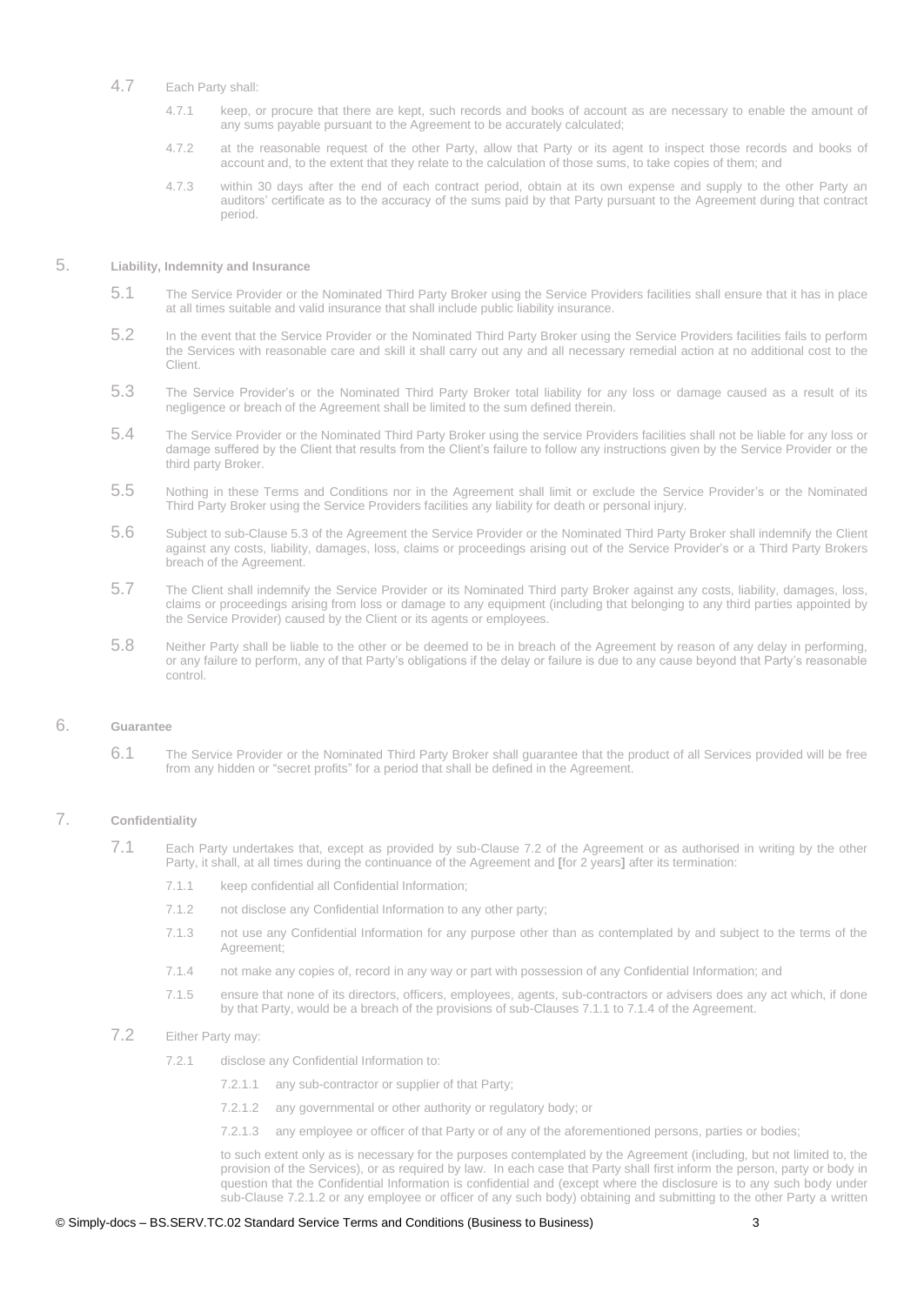4.7 Each Party shall:

4.7.1 keep, or procure that there are kept, such records and books of account as are necessary to enable the amount of any sums payable pursuant to the Agreement to be accurately calculated;

4.7.2 at the reasonable request of the other Party, allow that Party or its agent to inspect those records and books of account and, to the extent that they relate to the calculation of those sums, to take copies of them; and

4.7.3 within 30 days after the end of each contract period, obtain at its own expense and supply to the other Party an auditors' certificate as to the accuracy of the sums paid by that Party pursuant to the Agreement during that contract period.

## 5. Liability, Indemnity and Insurance

5.1 The Service Provider or the Nominated Third Party Broker using the Service Providers facilities shall ensure that it has in place at all times suitable and valid insurance that shall include public liability insurance.

5.2 In the event that the Service Provider or the Nominated Third Party Broker using the Service Providers facilities fails to perform the Services with reasonable care and skill it shall carry out any and all necessary remedial action at no additional cost to the Client.

5.3 The Service Provider's or the Nominated Third Party Broker total liability for any loss or damage caused as a result of its negligence or breach of the Agreement shall be limited to the sum defined therein.

5.4 The Service Provider or the Nominated Third Party Broker using the service Providers facilities shall not be liable for any loss or damage suffered by the Client that results from the Client's failure to follow any instructions given by the Service Provider or the third party Broker.

5.5 Nothing in these Terms and Conditions nor in the Agreement shall limit or exclude the Service Provider's or the Nominated Third Party Broker using the Service Providers facilities any liability for death or personal injury.

5.6 Subject to sub-Clause 5.3 of the Agreement the Service Provider or the Nominated Third Party Broker shall indemnify the Client against any costs, liability, damages, loss, claims or proceedings arising out of the Service Provider's or a Third Party Brokers breach of the Agreement.

5.7 The Client shall indemnify the Service Provider or its Nominated Third party Broker against any costs, liability, damages, loss, claims or proceedings arising from loss or damage to any equipment (including that belonging to any third parties appointed by the Service Provider) caused by the Client or its agents or employees.

5.8 Neither Party shall be liable to the other or be deemed to be in breach of the Agreement by reason of any delay in performing, or any failure to perform, any of that Party's obligations if the delay or failure is due to any cause beyond that Party's reasonable control.

## 6. Guarantee

6.1 The Service Provider or the Nominated Third Party Broker shall guarantee that the product of all Services provided will be free from any hidden or "secret profits" for a period that shall be defined in the Agreement.

## 7. Confidentiality

7.1 Each Party undertakes that, except as provided by sub-Clause 7.2 of the Agreement or as authorised in writing by the other Party, it shall, at all times during the continuance of the Agreement and [for 2 years] after its termination:

7.1.1 keep confidential all Confidential Information;

7.1.2 not disclose any Confidential Information to any other party;

7.1.3 not use any Confidential Information for any purpose other than as contemplated by and subject to the terms of the Agreement;

7.1.4 not make any copies of, record in any way or part with possession of any Confidential Information; and

7.1.5 ensure that none of its directors, officers, employees, agents, sub-contractors or advisers does any act which, if done by that Party, would be a breach of the provisions of sub-Clauses 7.1.1 to 7.1.4 of the Agreement.

7.2 Either Party may:

7.2.1 disclose any Confidential Information to:

7.2.1.1 any sub-contractor or supplier of that Party;

7.2.1.2 any governmental or other authority or regulatory body; or

7.2.1.3 any employee or officer of that Party or of any of the aforementioned persons, parties or bodies;

to such extent only as is necessary for the purposes contemplated by the Agreement (including, but not limited to, the provision of the Services), or as required by law. In each case that Party shall first inform the person, party or body in question that the Confidential Information is confidential and (except where the disclosure is to any such body under sub-Clause 7.2.1.2 or any employee or officer of any such body) obtaining and submitting to the other Party a written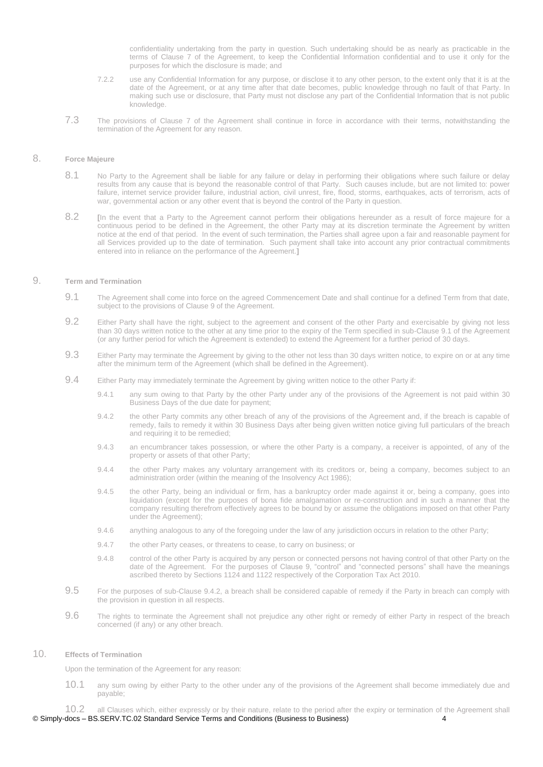confidentiality undertaking from the party in question. Such undertaking should be as nearly as practicable in the terms of Clause 7 of the Agreement, to keep the Confidential Information confidential and to use it only for the purposes for which the disclosure is made; and

7.2.2 use any Confidential Information for any purpose, or disclose it to any other person, to the extent only that it is at the date of the Agreement, or at any time after that date becomes, public knowledge through no fault of that Party. In making such use or disclosure, that Party must not disclose any part of the Confidential Information that is not public knowledge.

7.3 The provisions of Clause 7 of the Agreement shall continue in force in accordance with their terms, notwithstanding the termination of the Agreement for any reason.

## 8. Force Majeure

8.1 No Party to the Agreement shall be liable for any failure or delay in performing their obligations where such failure or delay results from any cause that is beyond the reasonable control of that Party. Such causes include, but are not limited to: power failure, internet service provider failure, industrial action, civil unrest, fire, flood, storms, earthquakes, acts of terrorism, acts of war, governmental action or any other event that is beyond the control of the Party in question.

8.2 [In the event that a Party to the Agreement cannot perform their obligations hereunder as a result of force majeure for a continuous period to be defined in the Agreement, the other Party may at its discretion terminate the Agreement by written notice at the end of that period. In the event of such termination, the Parties shall agree upon a fair and reasonable payment for all Services provided up to the date of termination. Such payment shall take into account any prior contractual commitments entered into in reliance on the performance of the Agreement.]

## 9. Term and Termination

9.1 The Agreement shall come into force on the agreed Commencement Date and shall continue for a defined Term from that date, subject to the provisions of Clause 9 of the Agreement.

9.2 Either Party shall have the right, subject to the agreement and consent of the other Party and exercisable by giving not less than 30 days written notice to the other at any time prior to the expiry of the Term specified in sub-Clause 9.1 of the Agreement (or any further period for which the Agreement is extended) to extend the Agreement for a further period of 30 days.

9.3 Either Party may terminate the Agreement by giving to the other not less than 30 days written notice, to expire on or at any time after the minimum term of the Agreement (which shall be defined in the Agreement).

9.4 Either Party may immediately terminate the Agreement by giving written notice to the other Party if:

9.4.1 any sum owing to that Party by the other Party under any of the provisions of the Agreement is not paid within 30 Business Days of the due date for payment;

9.4.2 the other Party commits any other breach of any of the provisions of the Agreement and, if the breach is capable of remedy, fails to remedy it within 30 Business Days after being given written notice giving full particulars of the breach and requiring it to be remedied;

9.4.3 an encumbrancer takes possession, or where the other Party is a company, a receiver is appointed, of any of the property or assets of that other Party;

9.4.4 the other Party makes any voluntary arrangement with its creditors or, being a company, becomes subject to an administration order (within the meaning of the Insolvency Act 1986);

9.4.5 the other Party, being an individual or firm, has a bankruptcy order made against it or, being a company, goes into liquidation (except for the purposes of bona fide amalgamation or re-construction and in such a manner that the company resulting therefrom effectively agrees to be bound by or assume the obligations imposed on that other Party under the Agreement);

9.4.6 anything analogous to any of the foregoing under the law of any jurisdiction occurs in relation to the other Party;

9.4.7 the other Party ceases, or threatens to cease, to carry on business; or

9.4.8 control of the other Party is acquired by any person or connected persons not having control of that other Party on the date of the Agreement. For the purposes of Clause 9, "control" and "connected persons" shall have the meanings ascribed thereto by Sections 1124 and 1122 respectively of the Corporation Tax Act 2010.

9.5 For the purposes of sub-Clause 9.4.2, a breach shall be considered capable of remedy if the Party in breach can comply with the provision in question in all respects.

9.6 The rights to terminate the Agreement shall not prejudice any other right or remedy of either Party in respect of the breach concerned (if any) or any other breach.

## 10. Effects of Termination

Upon the termination of the Agreement for any reason:

10.1 any sum owing by either Party to the other under any of the provisions of the Agreement shall become immediately due and payable;

10.2 all Clauses which, either expressly or by their nature, relate to the period after the expiry or termination of the Agreement shall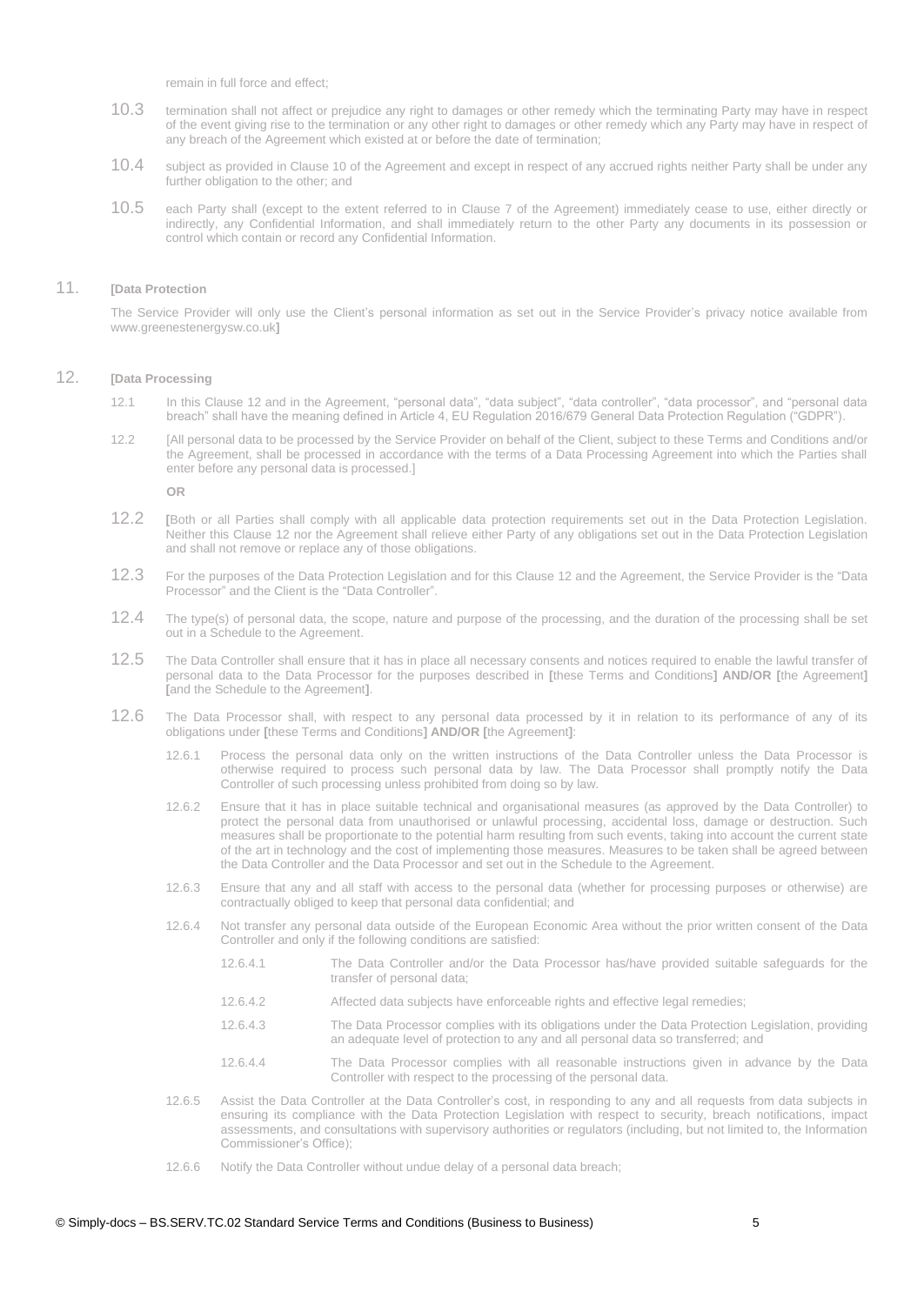remain in full force and effect;

10.3 termination shall not affect or prejudice any right to damages or other remedy which the terminating Party may have in respect of the event giving rise to the termination or any other right to damages or other remedy which any Party may have in respect of any breach of the Agreement which existed at or before the date of termination;

10.4 subject as provided in Clause 10 of the Agreement and except in respect of any accrued rights neither Party shall be under any further obligation to the other; and

10.5 each Party shall (except to the extent referred to in Clause 7 of the Agreement) immediately cease to use, either directly or indirectly, any Confidential Information, and shall immediately return to the other Party any documents in its possession or control which contain or record any Confidential Information.

## 11. **[Data Protection**

The Service Provider will only use the Client's personal information as set out in the Service Provider's privacy notice available from www.greenestenergysw.co.uk**]**

## 12. **[Data Processing**

12.1 In this Clause 12 and in the Agreement, "personal data", "data subject", "data controller", "data processor", and "personal data breach" shall have the meaning defined in Article 4, EU Regulation 2016/679 General Data Protection Regulation ("GDPR").

12.2 [All personal data to be processed by the Service Provider on behalf of the Client, subject to these Terms and Conditions and/or the Agreement, shall be processed in accordance with the terms of a Data Processing Agreement into which the Parties shall enter before any personal data is processed.]

**OR**

12.2 **[**Both or all Parties shall comply with all applicable data protection requirements set out in the Data Protection Legislation. Neither this Clause 12 nor the Agreement shall relieve either Party of any obligations set out in the Data Protection Legislation and shall not remove or replace any of those obligations.

12.3 For the purposes of the Data Protection Legislation and for this Clause 12 and the Agreement, the Service Provider is the "Data Processor" and the Client is the "Data Controller".

12.4 The type(s) of personal data, the scope, nature and purpose of the processing, and the duration of the processing shall be set out in a Schedule to the Agreement.

12.5 The Data Controller shall ensure that it has in place all necessary consents and notices required to enable the lawful transfer of personal data to the Data Processor for the purposes described in **[**these Terms and Conditions**] AND/OR [**the Agreement**] [**and the Schedule to the Agreement**]**.

12.6 The Data Processor shall, with respect to any personal data processed by it in relation to its performance of any of its obligations under **[**these Terms and Conditions**] AND/OR [**the Agreement**]**:

12.6.1 Process the personal data only on the written instructions of the Data Controller unless the Data Processor is otherwise required to process such personal data by law. The Data Processor shall promptly notify the Data Controller of such processing unless prohibited from doing so by law.

12.6.2 Ensure that it has in place suitable technical and organisational measures (as approved by the Data Controller) to protect the personal data from unauthorised or unlawful processing, accidental loss, damage or destruction. Such measures shall be proportionate to the potential harm resulting from such events, taking into account the current state of the art in technology and the cost of implementing those measures. Measures to be taken shall be agreed between the Data Controller and the Data Processor and set out in the Schedule to the Agreement.

12.6.3 Ensure that any and all staff with access to the personal data (whether for processing purposes or otherwise) are contractually obliged to keep that personal data confidential; and

12.6.4 Not transfer any personal data outside of the European Economic Area without the prior written consent of the Data Controller and only if the following conditions are satisfied:

12.6.4.1 The Data Controller and/or the Data Processor has/have provided suitable safeguards for the transfer of personal data;

12.6.4.2 Affected data subjects have enforceable rights and effective legal remedies;

12.6.4.3 The Data Processor complies with its obligations under the Data Protection Legislation, providing an adequate level of protection to any and all personal data so transferred; and

12.6.4.4 The Data Processor complies with all reasonable instructions given in advance by the Data Controller with respect to the processing of the personal data.

12.6.5 Assist the Data Controller at the Data Controller's cost, in responding to any and all requests from data subjects in ensuring its compliance with the Data Protection Legislation with respect to security, breach notifications, impact assessments, and consultations with supervisory authorities or regulators (including, but not limited to, the Information Commissioner's Office);

12.6.6 Notify the Data Controller without undue delay of a personal data breach;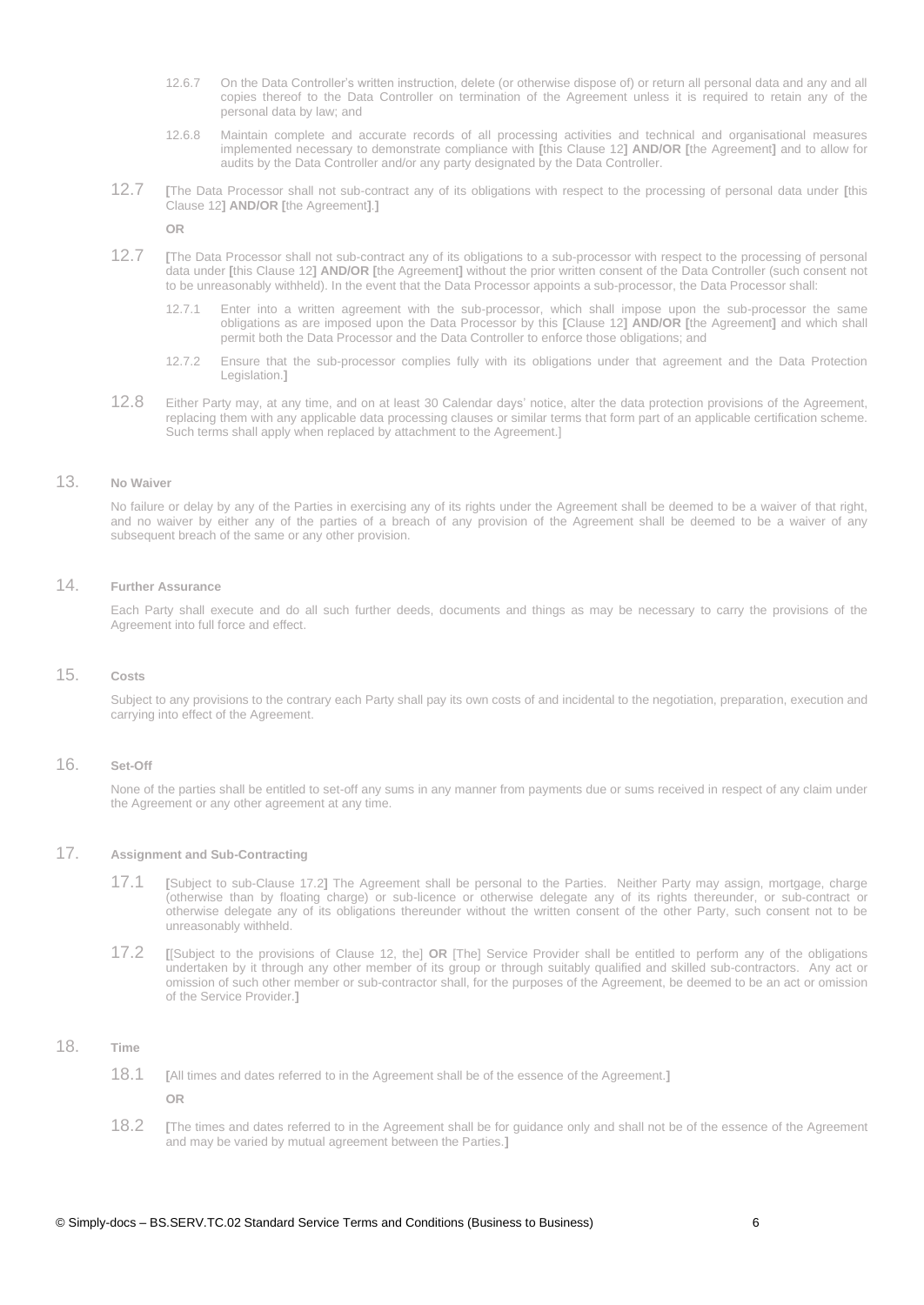12.6.7 On the Data Controller's written instruction, delete (or otherwise dispose of) or return all personal data and any and all copies thereof to the Data Controller on termination of the Agreement unless it is required to retain any of the personal data by law; and

12.6.8 Maintain complete and accurate records of all processing activities and technical and organisational measures implemented necessary to demonstrate compliance with [this Clause 12] **AND/OR** [the Agreement] and to allow for audits by the Data Controller and/or any party designated by the Data Controller.

12.7 [The Data Processor shall not sub-contract any of its obligations with respect to the processing of personal data under [this Clause 12] **AND/OR** [the Agreement].]

**OR**

12.7 [The Data Processor shall not sub-contract any of its obligations to a sub-processor with respect to the processing of personal data under [this Clause 12] **AND/OR** [the Agreement] without the prior written consent of the Data Controller (such consent not to be unreasonably withheld). In the event that the Data Processor appoints a sub-processor, the Data Processor shall:

12.7.1 Enter into a written agreement with the sub-processor, which shall impose upon the sub-processor the same obligations as are imposed upon the Data Processor by this [Clause 12] **AND/OR** [the Agreement] and which shall permit both the Data Processor and the Data Controller to enforce those obligations; and

12.7.2 Ensure that the sub-processor complies fully with its obligations under that agreement and the Data Protection Legislation.]

12.8 Either Party may, at any time, and on at least 30 Calendar days' notice, alter the data protection provisions of the Agreement, replacing them with any applicable data processing clauses or similar terms that form part of an applicable certification scheme. Such terms shall apply when replaced by attachment to the Agreement.]

## 13. No Waiver

No failure or delay by any of the Parties in exercising any of its rights under the Agreement shall be deemed to be a waiver of that right, and no waiver by either any of the parties of a breach of any provision of the Agreement shall be deemed to be a waiver of any subsequent breach of the same or any other provision.

## 14. Further Assurance

Each Party shall execute and do all such further deeds, documents and things as may be necessary to carry the provisions of the Agreement into full force and effect.

## 15. Costs

Subject to any provisions to the contrary each Party shall pay its own costs of and incidental to the negotiation, preparation, execution and carrying into effect of the Agreement.

## 16. Set-Off

None of the parties shall be entitled to set-off any sums in any manner from payments due or sums received in respect of any claim under the Agreement or any other agreement at any time.

## 17. Assignment and Sub-Contracting

17.1 [Subject to sub-Clause 17.2] The Agreement shall be personal to the Parties. Neither Party may assign, mortgage, charge (otherwise than by floating charge) or sub-licence or otherwise delegate any of its rights thereunder, or sub-contract or otherwise delegate any of its obligations thereunder without the written consent of the other Party, such consent not to be unreasonably withheld.

17.2 [[Subject to the provisions of Clause 12, the] **OR** [The] Service Provider shall be entitled to perform any of the obligations undertaken by it through any other member of its group or through suitably qualified and skilled sub-contractors. Any act or omission of such other member or sub-contractor shall, for the purposes of the Agreement, be deemed to be an act or omission of the Service Provider.]

## 18. Time

18.1 [All times and dates referred to in the Agreement shall be of the essence of the Agreement.]

**OR**

18.2 [The times and dates referred to in the Agreement shall be for guidance only and shall not be of the essence of the Agreement and may be varied by mutual agreement between the Parties.]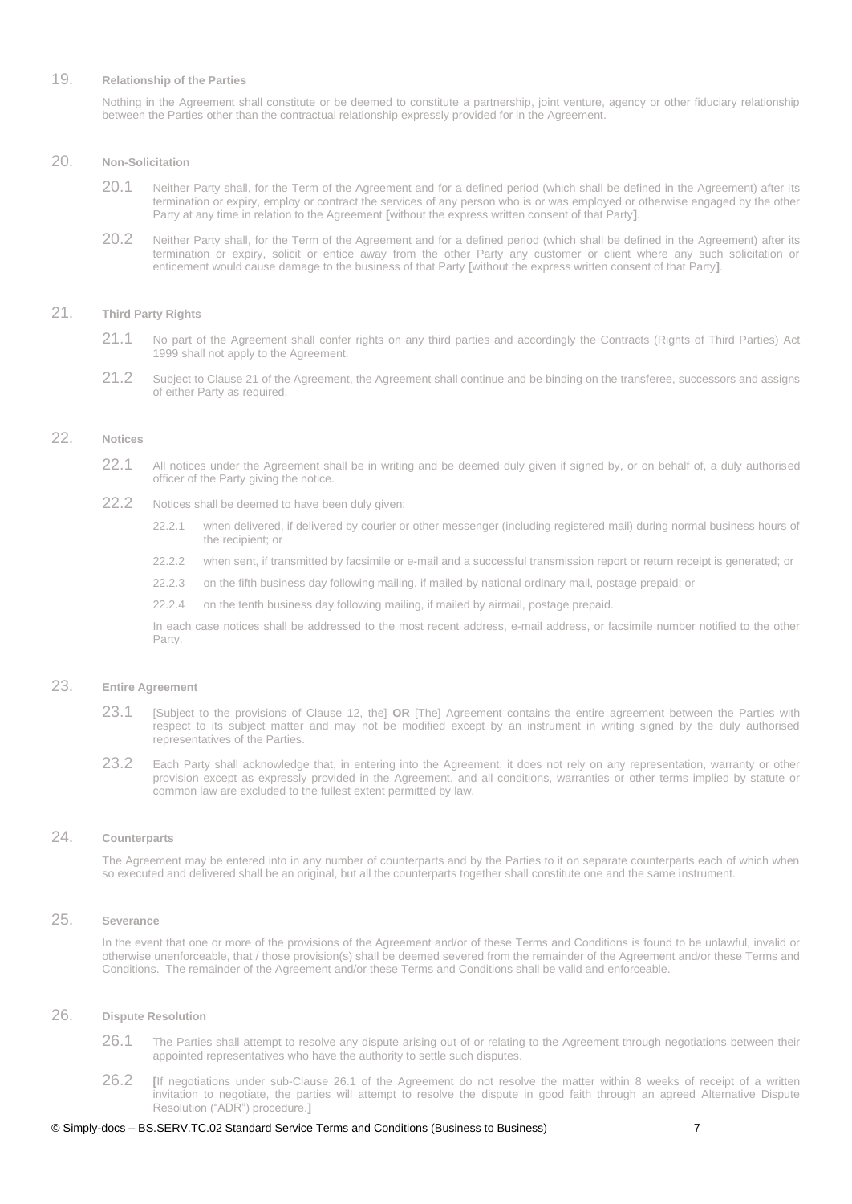## 19. Relationship of the Parties

Nothing in the Agreement shall constitute or be deemed to constitute a partnership, joint venture, agency or other fiduciary relationship between the Parties other than the contractual relationship expressly provided for in the Agreement.

## 20. Non-Solicitation

20.1 Neither Party shall, for the Term of the Agreement and for a defined period (which shall be defined in the Agreement) after its termination or expiry, employ or contract the services of any person who is or was employed or otherwise engaged by the other Party at any time in relation to the Agreement [without the express written consent of that Party].

20.2 Neither Party shall, for the Term of the Agreement and for a defined period (which shall be defined in the Agreement) after its termination or expiry, solicit or entice away from the other Party any customer or client where any such solicitation or enticement would cause damage to the business of that Party [without the express written consent of that Party].

## 21. Third Party Rights

21.1 No part of the Agreement shall confer rights on any third parties and accordingly the Contracts (Rights of Third Parties) Act 1999 shall not apply to the Agreement.

21.2 Subject to Clause 21 of the Agreement, the Agreement shall continue and be binding on the transferee, successors and assigns of either Party as required.

## 22. Notices

22.1 All notices under the Agreement shall be in writing and be deemed duly given if signed by, or on behalf of, a duly authorised officer of the Party giving the notice.

22.2 Notices shall be deemed to have been duly given:

22.2.1 when delivered, if delivered by courier or other messenger (including registered mail) during normal business hours of the recipient; or

22.2.2 when sent, if transmitted by facsimile or e-mail and a successful transmission report or return receipt is generated; or

22.2.3 on the fifth business day following mailing, if mailed by national ordinary mail, postage prepaid; or

22.2.4 on the tenth business day following mailing, if mailed by airmail, postage prepaid.

In each case notices shall be addressed to the most recent address, e-mail address, or facsimile number notified to the other Party.

## 23. Entire Agreement

23.1 [Subject to the provisions of Clause 12, the] **OR** [The] Agreement contains the entire agreement between the Parties with respect to its subject matter and may not be modified except by an instrument in writing signed by the duly authorised representatives of the Parties.

23.2 Each Party shall acknowledge that, in entering into the Agreement, it does not rely on any representation, warranty or other provision except as expressly provided in the Agreement, and all conditions, warranties or other terms implied by statute or common law are excluded to the fullest extent permitted by law.

## 24. Counterparts

The Agreement may be entered into in any number of counterparts and by the Parties to it on separate counterparts each of which when so executed and delivered shall be an original, but all the counterparts together shall constitute one and the same instrument.

## 25. Severance

In the event that one or more of the provisions of the Agreement and/or of these Terms and Conditions is found to be unlawful, invalid or otherwise unenforceable, that / those provision(s) shall be deemed severed from the remainder of the Agreement and/or these Terms and Conditions. The remainder of the Agreement and/or these Terms and Conditions shall be valid and enforceable.

## 26. Dispute Resolution

26.1 The Parties shall attempt to resolve any dispute arising out of or relating to the Agreement through negotiations between their appointed representatives who have the authority to settle such disputes.

26.2 [If negotiations under sub-Clause 26.1 of the Agreement do not resolve the matter within 8 weeks of receipt of a written invitation to negotiate, the parties will attempt to resolve the dispute in good faith through an agreed Alternative Dispute Resolution ("ADR") procedure.]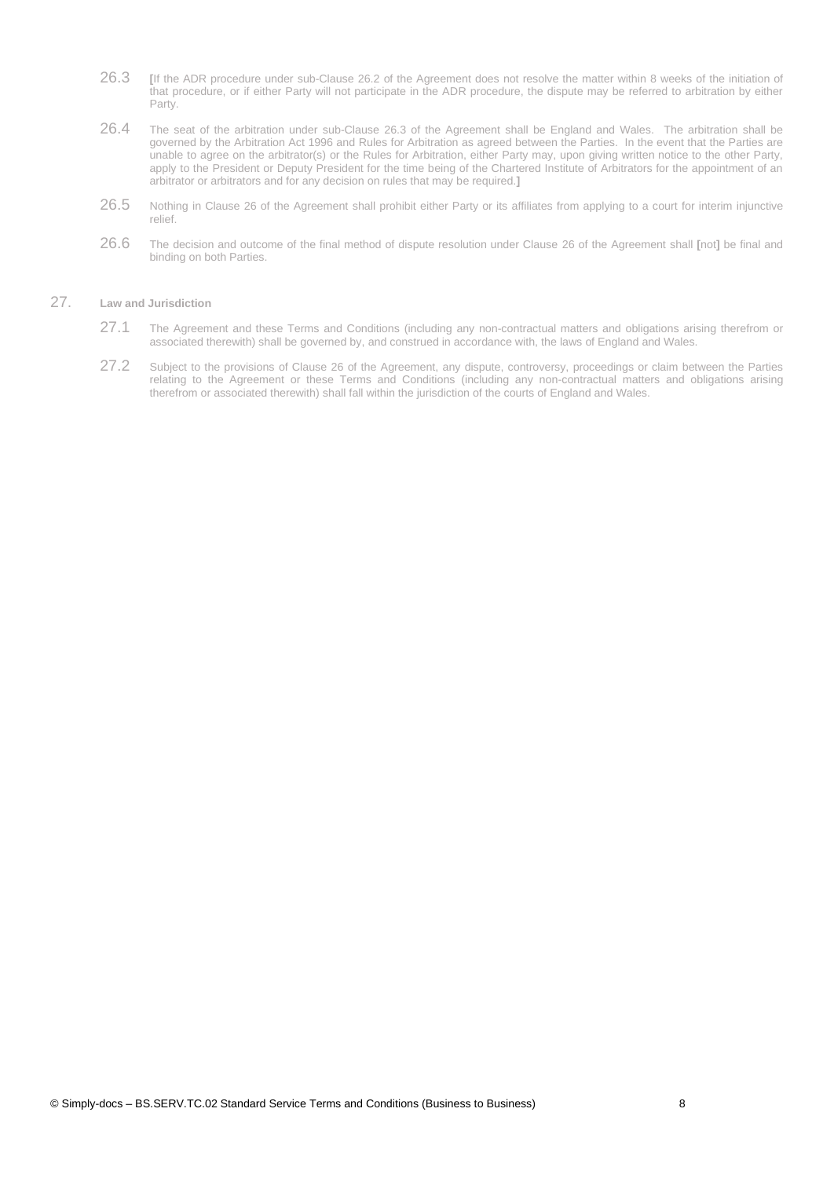26.3 [If the ADR procedure under sub-Clause 26.2 of the Agreement does not resolve the matter within 8 weeks of the initiation of that procedure, or if either Party will not participate in the ADR procedure, the dispute may be referred to arbitration by either Party.

26.4 The seat of the arbitration under sub-Clause 26.3 of the Agreement shall be England and Wales. The arbitration shall be governed by the Arbitration Act 1996 and Rules for Arbitration as agreed between the Parties. In the event that the Parties are unable to agree on the arbitrator(s) or the Rules for Arbitration, either Party may, upon giving written notice to the other Party, apply to the President or Deputy President for the time being of the Chartered Institute of Arbitrators for the appointment of an arbitrator or arbitrators and for any decision on rules that may be required.]

26.5 Nothing in Clause 26 of the Agreement shall prohibit either Party or its affiliates from applying to a court for interim injunctive relief.

26.6 The decision and outcome of the final method of dispute resolution under Clause 26 of the Agreement shall [not] be final and binding on both Parties.

## 27. Law and Jurisdiction

27.1 The Agreement and these Terms and Conditions (including any non-contractual matters and obligations arising therefrom or associated therewith) shall be governed by, and construed in accordance with, the laws of England and Wales.

27.2 Subject to the provisions of Clause 26 of the Agreement, any dispute, controversy, proceedings or claim between the Parties relating to the Agreement or these Terms and Conditions (including any non-contractual matters and obligations arising therefrom or associated therewith) shall fall within the jurisdiction of the courts of England and Wales.